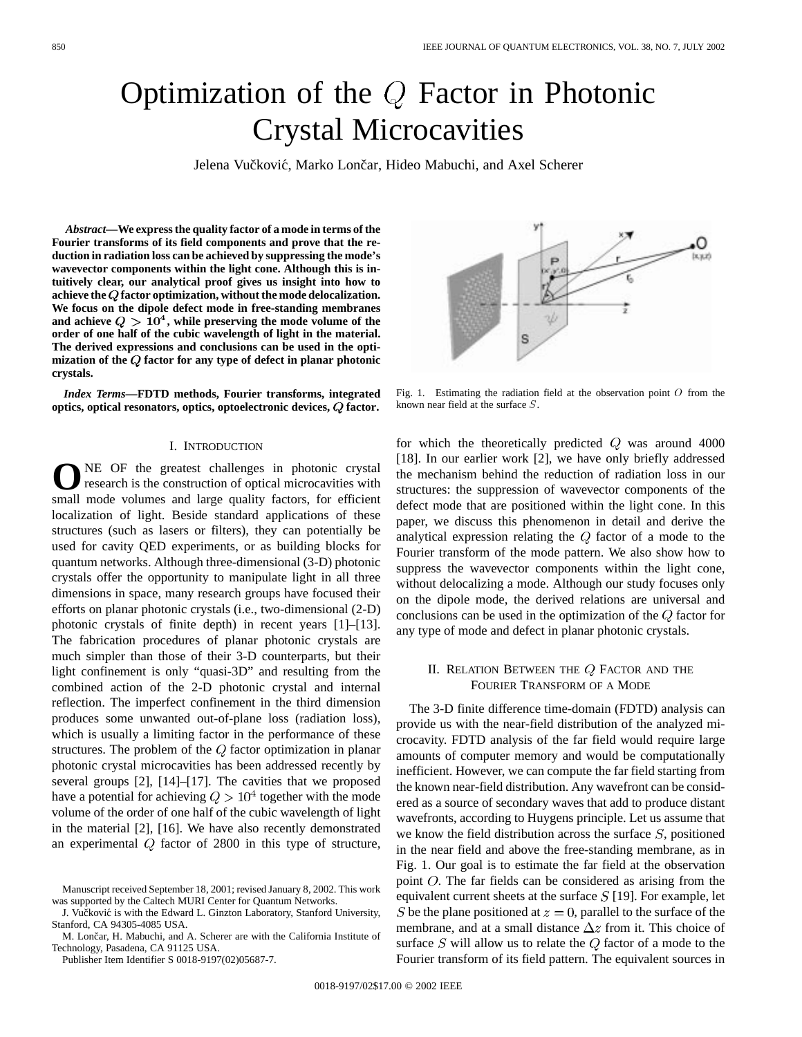# Optimization of the $Q$ Factor in Photonic Crystal Microcavities

Jelena Vučković, Marko Lončar, Hideo Mabuchi, and Axel Scherer

***Abstract*—We express the quality factor of a mode in terms of the Fourier transforms of its field components and prove that the reduction in radiation loss can be achieved by suppressing the mode's wavevector components within the light cone. Although this is intuitively clear, our analytical proof gives us insight into how to achieve the $Q$ factor optimization, without the mode delocalization. We focus on the dipole defect mode in free-standing membranes and achieve $Q > 10^4$, while preserving the mode volume of the order of one half of the cubic wavelength of light in the material. The derived expressions and conclusions can be used in the optimization of the $Q$ factor for any type of defect in planar photonic crystals.**

***Index Terms*—FDTD methods, Fourier transforms, integrated optics, optical resonators, optics, optoelectronic devices, $Q$ factor.**

## I. Introduction

ONE OF the greatest challenges in photonic crystal research is the construction of optical microcavities with small mode volumes and large quality factors, for efficient localization of light. Beside standard applications of these structures (such as lasers or filters), they can potentially be used for cavity QED experiments, or as building blocks for quantum networks. Although three-dimensional (3-D) photonic crystals offer the opportunity to manipulate light in all three dimensions in space, many research groups have focused their efforts on planar photonic crystals (i.e., two-dimensional (2-D) photonic crystals of finite depth) in recent years [1]–[13]. The fabrication procedures of planar photonic crystals are much simpler than those of their 3-D counterparts, but their light confinement is only "quasi-3D" and resulting from the combined action of the 2-D photonic crystal and internal reflection. The imperfect confinement in the third dimension produces some unwanted out-of-plane loss (radiation loss), which is usually a limiting factor in the performance of these structures. The problem of the $Q$ factor optimization in planar photonic crystal microcavities has been addressed recently by several groups [2], [14]–[17]. The cavities that we proposed have a potential for achieving $Q > 10^4$ together with the mode volume of the order of one half of the cubic wavelength of light in the material [2], [16]. We have also recently demonstrated an experimental $Q$ factor of 2800 in this type of structure, for which the theoretically predicted $Q$ was around 4000 [18]. In our earlier work [2], we have only briefly addressed the mechanism behind the reduction of radiation loss in our structures: the suppression of wavevector components of the defect mode that are positioned within the light cone. In this paper, we discuss this phenomenon in detail and derive the analytical expression relating the $Q$ factor of a mode to the Fourier transform of the mode pattern. We also show how to suppress the wavevector components within the light cone, without delocalizing a mode. Although our study focuses only on the dipole mode, the derived relations are universal and conclusions can be used in the optimization of the $Q$ factor for any type of mode and defect in planar photonic crystals.

Manuscript received September 18, 2001; revised January 8, 2002. This work was supported by the Caltech MURI Center for Quantum Networks.

J. Vučković is with the Edward L. Ginzton Laboratory, Stanford University, Stanford, CA 94305-4085 USA.

M. Lončar, H. Mabuchi, and A. Scherer are with the California Institute of Technology, Pasadena, CA 91125 USA.

Publisher Item Identifier S 0018-9197(02)05687-7.

Fig. 1. Estimating the radiation field at the observation point $O$ from the known near field at the surface $S$.

## II. Relation Between the $Q$ Factor and the Fourier Transform of a Mode

The 3-D finite difference time-domain (FDTD) analysis can provide us with the near-field distribution of the analyzed microcavity. FDTD analysis of the far field would require large amounts of computer memory and would be computationally inefficient. However, we can compute the far field starting from the known near-field distribution. Any wavefront can be considered as a source of secondary waves that add to produce distant wavefronts, according to Huygens principle. Let us assume that we know the field distribution across the surface $S$, positioned in the near field and above the free-standing membrane, as in Fig. 1. Our goal is to estimate the far field at the observation point $O$. The far fields can be considered as arising from the equivalent current sheets at the surface $S$ [19]. For example, let $S$ be the plane positioned at $z = 0$, parallel to the surface of the membrane, and at a small distance $\Delta z$ from it. This choice of surface $S$ will allow us to relate the $Q$ factor of a mode to the Fourier transform of its field pattern. The equivalent sources in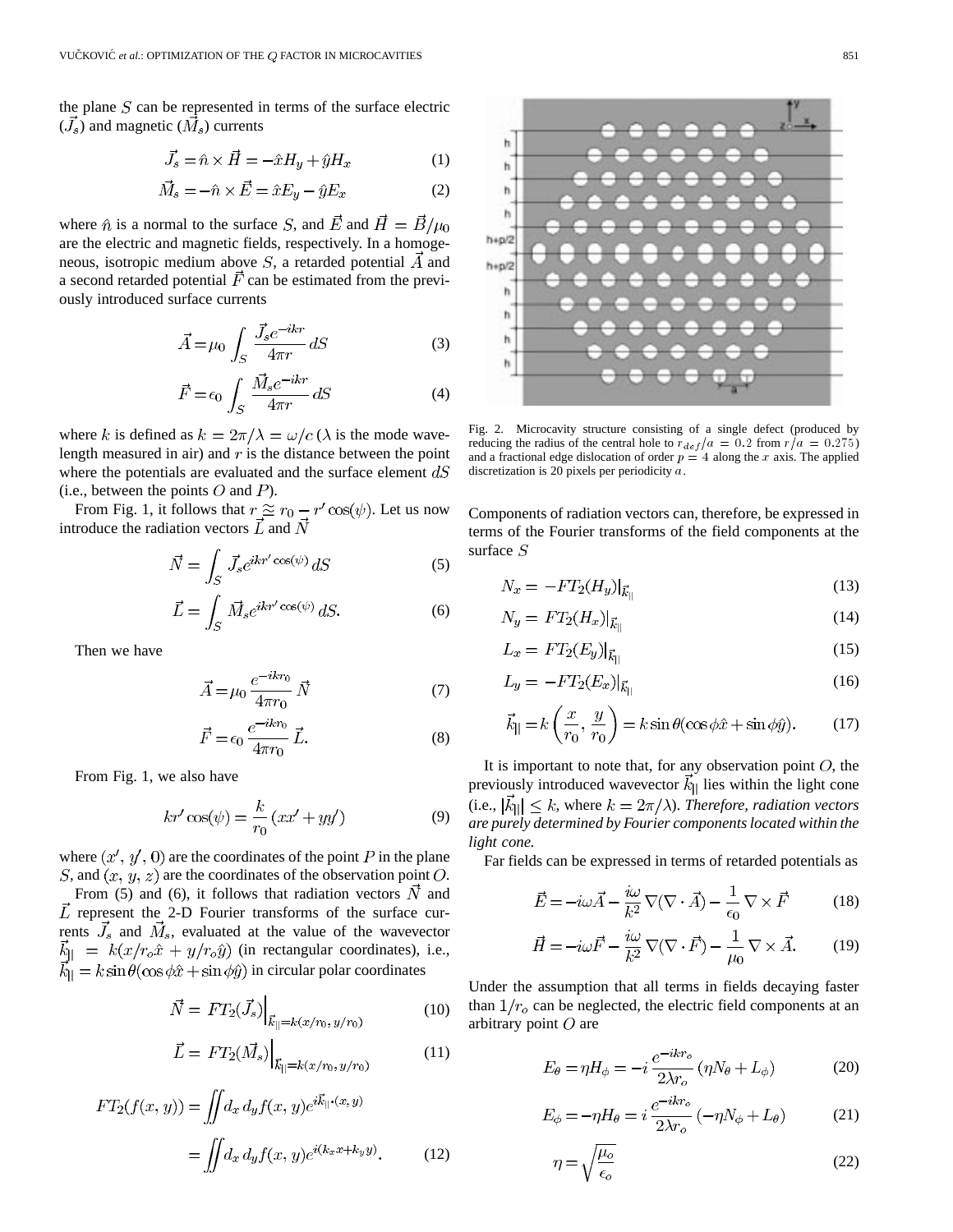the plane $S$ can be represented in terms of the surface electric ($\vec{J_s}$) and magnetic ($\vec{M_s}$) currents

$$\vec{J_s} = \hat{n} \times \vec{H} = -\hat{x}H_y + \hat{y}H_x \tag{1}$$

$$\vec{M_s} = -\hat{n} \times \vec{E} = \hat{x}E_y - \hat{y}E_x \tag{2}$$

where $\hat{n}$ is a normal to the surface $S$, and $\vec{E}$ and $\vec{H} = \vec{B}/\mu_0$ are the electric and magnetic fields, respectively. In a homogeneous, isotropic medium above $S$, a retarded potential $\vec{A}$ and a second retarded potential $\vec{F}$ can be estimated from the previously introduced surface currents

$$\vec{A} = \mu_0 \int_S \frac{\vec{J_s} e^{-ikr}}{4\pi r} dS \tag{3}$$

$$\vec{F} = \epsilon_0 \int_S \frac{\vec{M_s} e^{-ikr}}{4\pi r} dS \tag{4}$$

where $k$ is defined as $k = 2\pi/\lambda = \omega/c$ ($\lambda$ is the mode wavelength measured in air) and $r$ is the distance between the point where the potentials are evaluated and the surface element $dS$ (i.e., between the points $O$ and $P$).

From Fig. 1, it follows that $r \cong r_0 - r' \cos(\psi)$. Let us now introduce the radiation vectors $\vec{L}$ and $\vec{N}$

$$\vec{N} = \int_S \vec{J_s} e^{ikr' \cos(\psi)} dS \tag{5}$$

$$\vec{L} = \int_S \vec{M_s} e^{ikr' \cos(\psi)} dS. \tag{6}$$

Then we have

$$\vec{A} = \mu_0 \frac{e^{-ikr_0}}{4\pi r_0} \vec{N} \tag{7}$$

$$\vec{F} = \epsilon_0 \frac{e^{-ikr_0}}{4\pi r_0} \vec{L}. \tag{8}$$

From Fig. 1, we also have

$$kr' \cos(\psi) = \frac{k}{r_0}(xx' + yy') \tag{9}$$

where $(x', y', 0)$ are the coordinates of the point $P$ in the plane $S$, and $(x, y, z)$ are the coordinates of the observation point $O$.

From (5) and (6), it follows that radiation vectors $\vec{N}$ and $\vec{L}$ represent the 2-D Fourier transforms of the surface currents $\vec{J_s}$ and $\vec{M_s}$, evaluated at the value of the wavevector $\vec{k}_{||} = k(x/r_o\hat{x} + y/r_o\hat{y})$ (in rectangular coordinates), i.e., $\vec{k}_{||} = k\sin\theta(\cos\phi\hat{x} + \sin\phi\hat{y})$ in circular polar coordinates

$$\vec{N} = FT_2(\vec{J_s})\Big|_{\vec{k}_{||}=k(x/r_0, y/r_0)} \tag{10}$$

$$\vec{L} = FT_2(\vec{M_s})\Big|_{\vec{k}_{||}=k(x/r_0, y/r_0)} \tag{11}$$

$$FT_2(f(x,y)) = \iint d_x\, d_y f(x,y) e^{i\vec{k}_{||}\cdot(x,y)} = \iint d_x\, d_y f(x,y) e^{i(k_x x + k_y y)}. \tag{12}$$

Fig. 2. Microcavity structure consisting of a single defect (produced by reducing the radius of the central hole to $r_{def}/a = 0.2$ from $r/a = 0.275$) and a fractional edge dislocation of order $p = 4$ along the $x$ axis. The applied discretization is 20 pixels per periodicity $a$.

Components of radiation vectors can, therefore, be expressed in terms of the Fourier transforms of the field components at the surface $S$

$$N_x = -FT_2(H_y)|_{\vec{k}_{||}} \tag{13}$$

$$N_y = FT_2(H_x)|_{\vec{k}_{||}} \tag{14}$$

$$L_x = FT_2(E_y)|_{\vec{k}_{||}} \tag{15}$$

$$L_y = -FT_2(E_x)|_{\vec{k}_{||}} \tag{16}$$

$$\vec{k}_{||} = k\left(\frac{x}{r_0}, \frac{y}{r_0}\right) = k\sin\theta(\cos\phi\hat{x} + \sin\phi\hat{y}). \tag{17}$$

It is important to note that, for any observation point $O$, the previously introduced wavevector $\vec{k}_{||}$ lies within the light cone (i.e., $|\vec{k}_{||}| \leq k$, where $k = 2\pi/\lambda$). *Therefore, radiation vectors are purely determined by Fourier components located within the light cone.*

Far fields can be expressed in terms of retarded potentials as

$$\vec{E} = -i\omega\vec{A} - \frac{i\omega}{k^2}\nabla(\nabla\cdot\vec{A}) - \frac{1}{\epsilon_0}\nabla\times\vec{F} \tag{18}$$

$$\vec{H} = -i\omega\vec{F} - \frac{i\omega}{k^2}\nabla(\nabla\cdot\vec{F}) - \frac{1}{\mu_0}\nabla\times\vec{A}. \tag{19}$$

Under the assumption that all terms in fields decaying faster than $1/r_o$ can be neglected, the electric field components at an arbitrary point $O$ are

$$E_\theta = \eta H_\phi = -i\frac{e^{-ikr_o}}{2\lambda r_o}(\eta N_\theta + L_\phi) \tag{20}$$

$$E_\phi = -\eta H_\theta = i\frac{e^{-ikr_o}}{2\lambda r_o}(-\eta N_\phi + L_\theta) \tag{21}$$

$$\eta = \sqrt{\frac{\mu_o}{\epsilon_o}} \tag{22}$$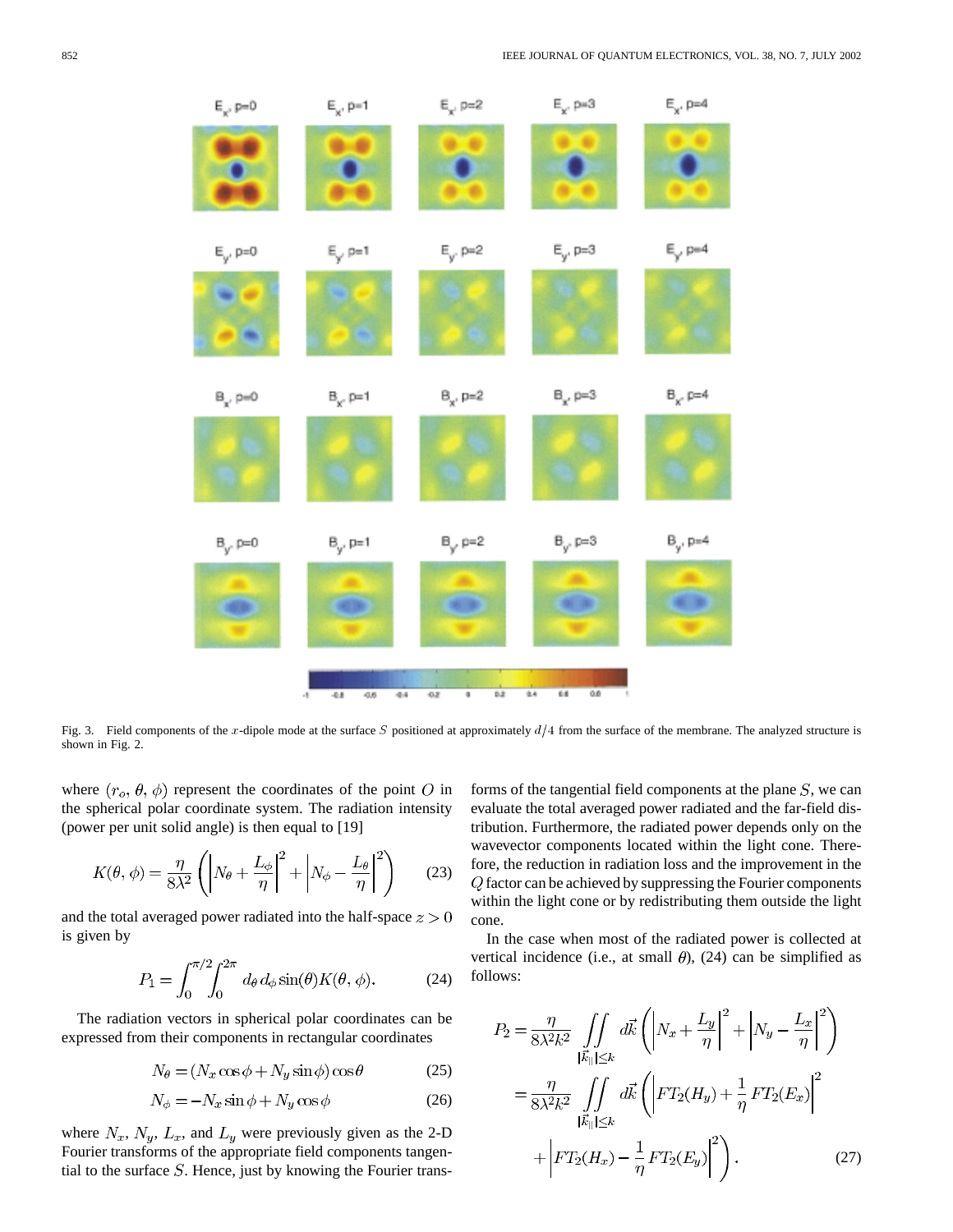Fig. 3. Field components of the $x$-dipole mode at the surface $S$ positioned at approximately $d/4$ from the surface of the membrane. The analyzed structure is shown in Fig. 2.

where $(r_o, \theta, \phi)$ represent the coordinates of the point $O$ in the spherical polar coordinate system. The radiation intensity (power per unit solid angle) is then equal to [19]

$$K(\theta,\phi) = \frac{\eta}{8\lambda^2}\left(\left|N_\theta + \frac{L_\phi}{\eta}\right|^2 + \left|N_\phi - \frac{L_\theta}{\eta}\right|^2\right) \qquad (23)$$

and the total averaged power radiated into the half-space $z > 0$ is given by

$$P_1 = \int_0^{\pi/2}\int_0^{2\pi} d_\theta\, d_\phi \sin(\theta) K(\theta,\phi). \qquad (24)$$

The radiation vectors in spherical polar coordinates can be expressed from their components in rectangular coordinates

$$N_\theta = (N_x \cos\phi + N_y \sin\phi)\cos\theta \qquad (25)$$

$$N_\phi = -N_x \sin\phi + N_y \cos\phi \qquad (26)$$

where $N_x$, $N_y$, $L_x$, and $L_y$ were previously given as the 2-D Fourier transforms of the appropriate field components tangential to the surface $S$. Hence, just by knowing the Fourier transforms of the tangential field components at the plane $S$, we can evaluate the total averaged power radiated and the far-field distribution. Furthermore, the radiated power depends only on the wavevector components located within the light cone. Therefore, the reduction in radiation loss and the improvement in the $Q$ factor can be achieved by suppressing the Fourier components within the light cone or by redistributing them outside the light cone.

In the case when most of the radiated power is collected at vertical incidence (i.e., at small $\theta$), (24) can be simplified as follows:

$$\begin{aligned} P_2 &= \frac{\eta}{8\lambda^2 k^2} \iint_{|\vec{k}_{||}| \le k} d\vec{k} \left(\left|N_x + \frac{L_y}{\eta}\right|^2 + \left|N_y - \frac{L_x}{\eta}\right|^2\right) \\ &= \frac{\eta}{8\lambda^2 k^2} \iint_{|\vec{k}_{||}| \le k} d\vec{k} \left(\left|FT_2(H_y) + \frac{1}{\eta} FT_2(E_x)\right|^2 \right. \\ &\quad \left. + \left|FT_2(H_x) - \frac{1}{\eta} FT_2(E_y)\right|^2\right). \end{aligned} \qquad (27)$$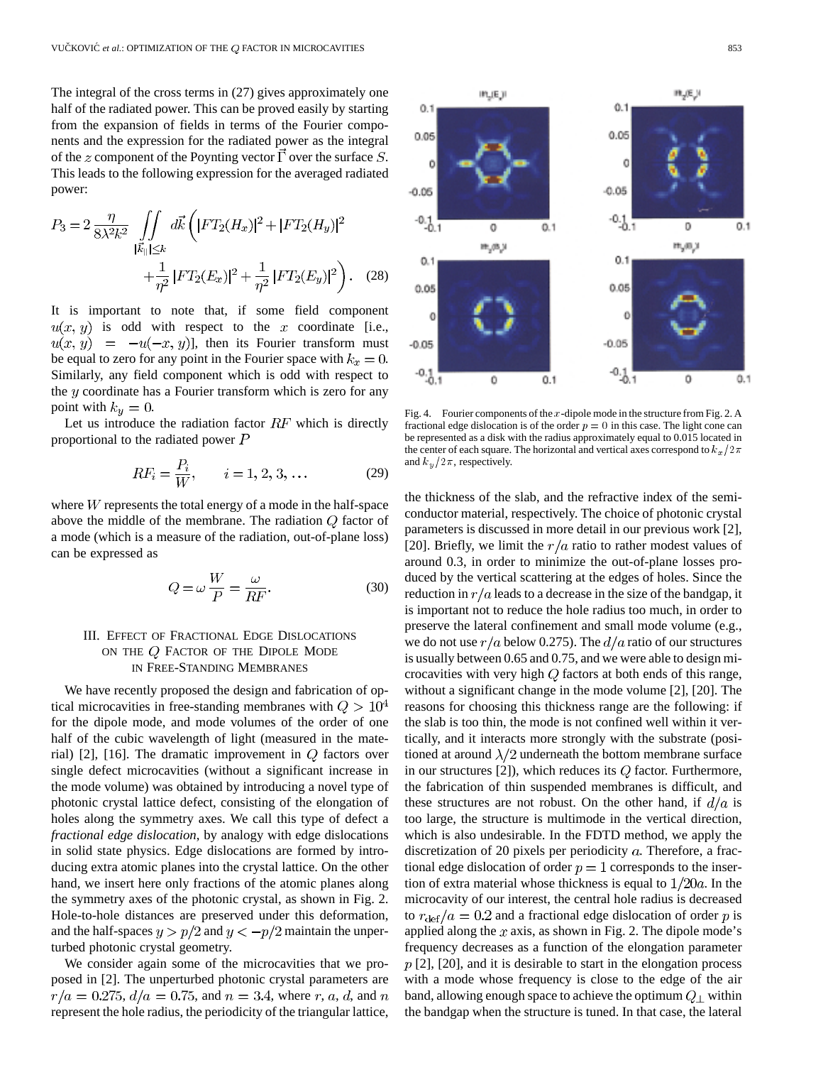The integral of the cross terms in (27) gives approximately one half of the radiated power. This can be proved easily by starting from the expansion of fields in terms of the Fourier components and the expression for the radiated power as the integral of the $z$ component of the Poynting vector $\vec{\Gamma}$ over the surface $S$. This leads to the following expression for the averaged radiated power:

$$P_3 = 2\frac{\eta}{8\lambda^2 k^2} \iint_{|\vec{k}_{||}| \leq k} d\vec{k} \left( |FT_2(H_x)|^2 + |FT_2(H_y)|^2 + \frac{1}{\eta^2}|FT_2(E_x)|^2 + \frac{1}{\eta^2}|FT_2(E_y)|^2 \right). \quad (28)$$

It is important to note that, if some field component $u(x, y)$ is odd with respect to the $x$ coordinate [i.e., $u(x, y) = -u(-x, y)$], then its Fourier transform must be equal to zero for any point in the Fourier space with $k_x = 0$. Similarly, any field component which is odd with respect to the $y$ coordinate has a Fourier transform which is zero for any point with $k_y = 0$.

Let us introduce the radiation factor $RF$ which is directly proportional to the radiated power $P$

$$RF_i = \frac{P_i}{W}, \qquad i = 1, 2, 3, \ldots \quad (29)$$

where $W$ represents the total energy of a mode in the half-space above the middle of the membrane. The radiation $Q$ factor of a mode (which is a measure of the radiation, out-of-plane loss) can be expressed as

$$Q = \omega \frac{W}{P} = \frac{\omega}{RF}. \quad (30)$$

## III. Effect of Fractional Edge Dislocations on the $Q$ Factor of the Dipole Mode in Free-Standing Membranes

We have recently proposed the design and fabrication of optical microcavities in free-standing membranes with $Q > 10^4$ for the dipole mode, and mode volumes of the order of one half of the cubic wavelength of light (measured in the material) [2], [16]. The dramatic improvement in $Q$ factors over single defect microcavities (without a significant increase in the mode volume) was obtained by introducing a novel type of photonic crystal lattice defect, consisting of the elongation of holes along the symmetry axes. We call this type of defect a *fractional edge dislocation*, by analogy with edge dislocations in solid state physics. Edge dislocations are formed by introducing extra atomic planes into the crystal lattice. On the other hand, we insert here only fractions of the atomic planes along the symmetry axes of the photonic crystal, as shown in Fig. 2. Hole-to-hole distances are preserved under this deformation, and the half-spaces $y > p/2$ and $y < -p/2$ maintain the unperturbed photonic crystal geometry.

We consider again some of the microcavities that we proposed in [2]. The unperturbed photonic crystal parameters are $r/a = 0.275$, $d/a = 0.75$, and $n = 3.4$, where $r$, $a$, $d$, and $n$ represent the hole radius, the periodicity of the triangular lattice, the thickness of the slab, and the refractive index of the semiconductor material, respectively. The choice of photonic crystal parameters is discussed in more detail in our previous work [2], [20]. Briefly, we limit the $r/a$ ratio to rather modest values of around 0.3, in order to minimize the out-of-plane losses produced by the vertical scattering at the edges of holes. Since the reduction in $r/a$ leads to a decrease in the size of the bandgap, it is important not to reduce the hole radius too much, in order to preserve the lateral confinement and small mode volume (e.g., we do not use $r/a$ below 0.275). The $d/a$ ratio of our structures is usually between 0.65 and 0.75, and we were able to design microcavities with very high $Q$ factors at both ends of this range, without a significant change in the mode volume [2], [20]. The reasons for choosing this thickness range are the following: if the slab is too thin, the mode is not confined well within it vertically, and it interacts more strongly with the substrate (positioned at around $\lambda/2$ underneath the bottom membrane surface in our structures [2]), which reduces its $Q$ factor. Furthermore, the fabrication of thin suspended membranes is difficult, and these structures are not robust. On the other hand, if $d/a$ is too large, the structure is multimode in the vertical direction, which is also undesirable. In the FDTD method, we apply the discretization of 20 pixels per periodicity $a$. Therefore, a fractional edge dislocation of order $p = 1$ corresponds to the insertion of extra material whose thickness is equal to $1/20a$. In the microcavity of our interest, the central hole radius is decreased to $r_{\text{def}}/a = 0.2$ and a fractional edge dislocation of order $p$ is applied along the $x$ axis, as shown in Fig. 2. The dipole mode's frequency decreases as a function of the elongation parameter $p$ [2], [20], and it is desirable to start in the elongation process with a mode whose frequency is close to the edge of the air band, allowing enough space to achieve the optimum $Q_\perp$ within the bandgap when the structure is tuned. In that case, the lateral

Fig. 4. Fourier components of the $x$-dipole mode in the structure from Fig. 2. A fractional edge dislocation is of the order $p = 0$ in this case. The light cone can be represented as a disk with the radius approximately equal to 0.015 located in the center of each square. The horizontal and vertical axes correspond to $k_x/2\pi$ and $k_y/2\pi$, respectively.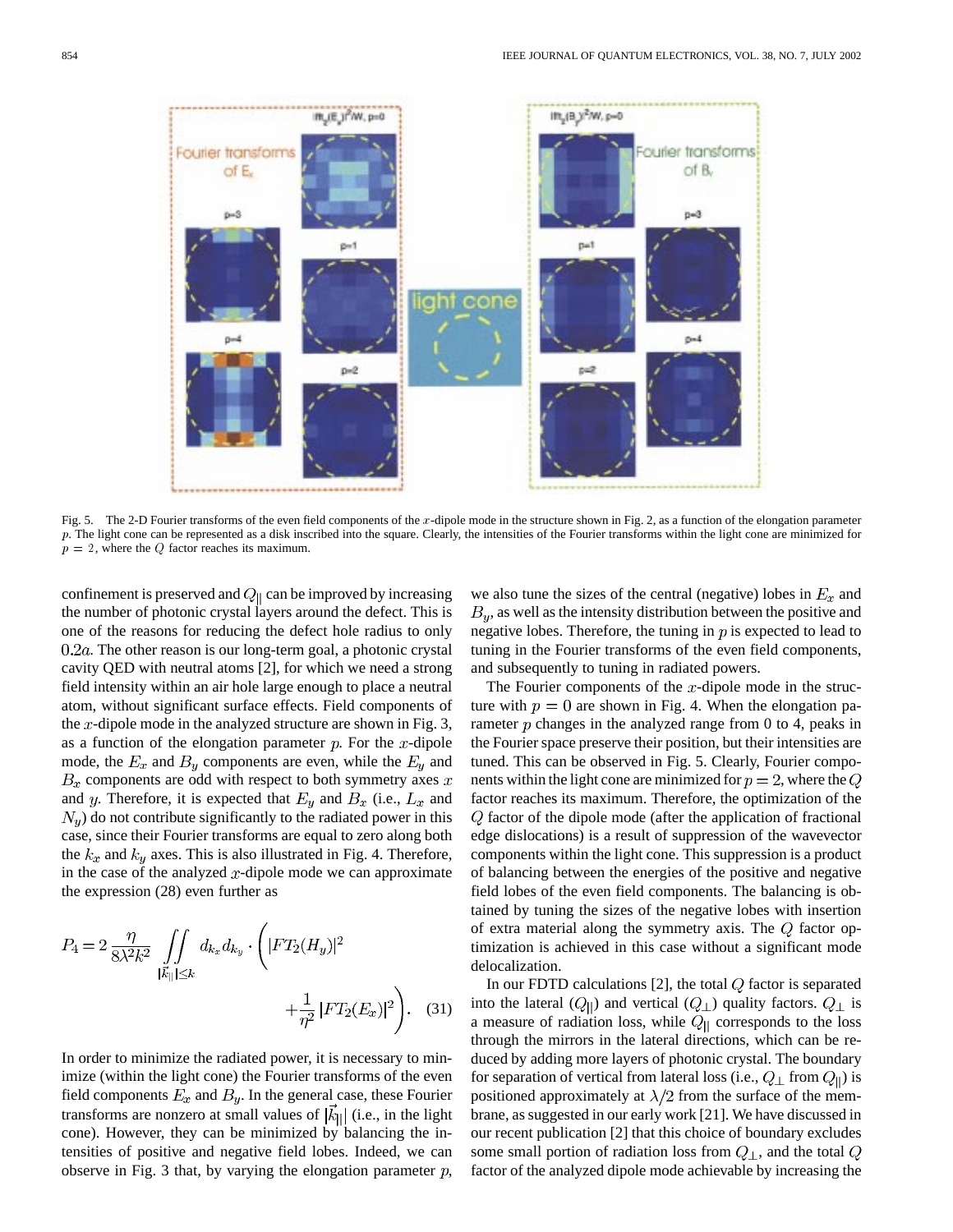Fig. 5. The 2-D Fourier transforms of the even field components of the $x$-dipole mode in the structure shown in Fig. 2, as a function of the elongation parameter $p$. The light cone can be represented as a disk inscribed into the square. Clearly, the intensities of the Fourier transforms within the light cone are minimized for $p = 2$, where the $Q$ factor reaches its maximum.

confinement is preserved and $Q_{||}$ can be improved by increasing the number of photonic crystal layers around the defect. This is one of the reasons for reducing the defect hole radius to only $0.2a$. The other reason is our long-term goal, a photonic crystal cavity QED with neutral atoms [2], for which we need a strong field intensity within an air hole large enough to place a neutral atom, without significant surface effects. Field components of the $x$-dipole mode in the analyzed structure are shown in Fig. 3, as a function of the elongation parameter $p$. For the $x$-dipole mode, the $E_x$ and $B_y$ components are even, while the $E_y$ and $B_x$ components are odd with respect to both symmetry axes $x$ and $y$. Therefore, it is expected that $E_y$ and $B_x$ (i.e., $L_x$ and $N_y$) do not contribute significantly to the radiated power in this case, since their Fourier transforms are equal to zero along both the $k_x$ and $k_y$ axes. This is also illustrated in Fig. 4. Therefore, in the case of the analyzed $x$-dipole mode we can approximate the expression (28) even further as

$$P_4 = 2\,\frac{\eta}{8\lambda^2 k^2} \iint\limits_{|\vec{k}_{||}| \leq k} d_{k_x} d_{k_y} \cdot \left( |FT_2(H_y)|^2 + \frac{1}{\eta^2}\,|FT_2(E_x)|^2 \right). \quad (31)$$

In order to minimize the radiated power, it is necessary to minimize (within the light cone) the Fourier transforms of the even field components $E_x$ and $B_y$. In the general case, these Fourier transforms are nonzero at small values of $|\vec{k}_{||}|$ (i.e., in the light cone). However, they can be minimized by balancing the intensities of positive and negative field lobes. Indeed, we can observe in Fig. 3 that, by varying the elongation parameter $p$, we also tune the sizes of the central (negative) lobes in $E_x$ and $B_y$, as well as the intensity distribution between the positive and negative lobes. Therefore, the tuning in $p$ is expected to lead to tuning in the Fourier transforms of the even field components, and subsequently to tuning in radiated powers.

The Fourier components of the $x$-dipole mode in the structure with $p = 0$ are shown in Fig. 4. When the elongation parameter $p$ changes in the analyzed range from 0 to 4, peaks in the Fourier space preserve their position, but their intensities are tuned. This can be observed in Fig. 5. Clearly, Fourier components within the light cone are minimized for $p = 2$, where the $Q$ factor reaches its maximum. Therefore, the optimization of the $Q$ factor of the dipole mode (after the application of fractional edge dislocations) is a result of suppression of the wavevector components within the light cone. This suppression is a product of balancing between the energies of the positive and negative field lobes of the even field components. The balancing is obtained by tuning the sizes of the negative lobes with insertion of extra material along the symmetry axis. The $Q$ factor optimization is achieved in this case without a significant mode delocalization.

In our FDTD calculations [2], the total $Q$ factor is separated into the lateral ($Q_{||}$) and vertical ($Q_{\perp}$) quality factors. $Q_{\perp}$ is a measure of radiation loss, while $Q_{||}$ corresponds to the loss through the mirrors in the lateral directions, which can be reduced by adding more layers of photonic crystal. The boundary for separation of vertical from lateral loss (i.e., $Q_{\perp}$ from $Q_{||}$) is positioned approximately at $\lambda/2$ from the surface of the membrane, as suggested in our early work [21]. We have discussed in our recent publication [2] that this choice of boundary excludes some small portion of radiation loss from $Q_{\perp}$, and the total $Q$ factor of the analyzed dipole mode achievable by increasing the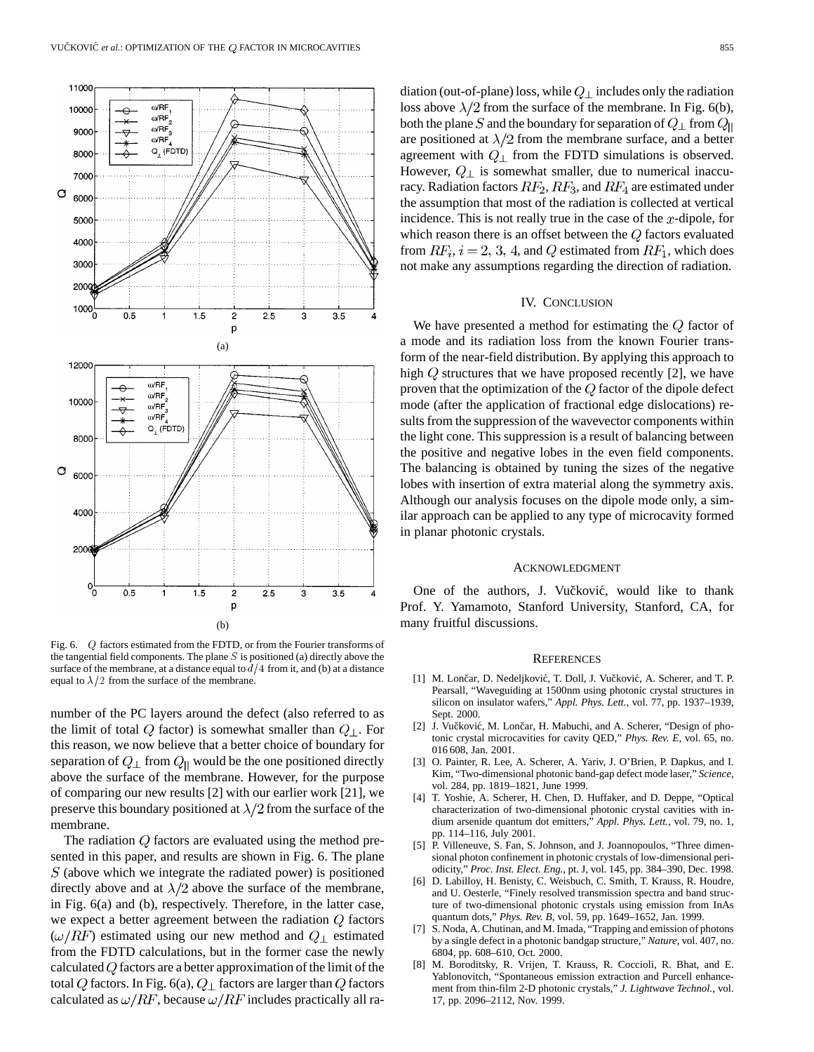Fig. 6. $Q$ factors estimated from the FDTD, or from the Fourier transforms of the tangential field components. The plane $S$ is positioned (a) directly above the surface of the membrane, at a distance equal to $d/4$ from it, and (b) at a distance equal to $\lambda/2$ from the surface of the membrane.

number of the PC layers around the defect (also referred to as the limit of total $Q$ factor) is somewhat smaller than $Q_{\perp}$. For this reason, we now believe that a better choice of boundary for separation of $Q_{\perp}$ from $Q_{||}$ would be the one positioned directly above the surface of the membrane. However, for the purpose of comparing our new results [2] with our earlier work [21], we preserve this boundary positioned at $\lambda/2$ from the surface of the membrane.

The radiation $Q$ factors are evaluated using the method presented in this paper, and results are shown in Fig. 6. The plane $S$ (above which we integrate the radiated power) is positioned directly above and at $\lambda/2$ above the surface of the membrane, in Fig. 6(a) and (b), respectively. Therefore, in the latter case, we expect a better agreement between the radiation $Q$ factors ($\omega/RF$) estimated using our new method and $Q_{\perp}$ estimated from the FDTD calculations, but in the former case the newly calculated $Q$ factors are a better approximation of the limit of the total $Q$ factors. In Fig. 6(a), $Q_{\perp}$ factors are larger than $Q$ factors calculated as $\omega/RF$, because $\omega/RF$ includes practically all radiation (out-of-plane) loss, while $Q_{\perp}$ includes only the radiation loss above $\lambda/2$ from the surface of the membrane. In Fig. 6(b), both the plane $S$ and the boundary for separation of $Q_{\perp}$ from $Q_{||}$ are positioned at $\lambda/2$ from the membrane surface, and a better agreement with $Q_{\perp}$ from the FDTD simulations is observed. However, $Q_{\perp}$ is somewhat smaller, due to numerical inaccuracy. Radiation factors $RF_2$, $RF_3$, and $RF_4$ are estimated under the assumption that most of the radiation is collected at vertical incidence. This is not really true in the case of the $x$-dipole, for which reason there is an offset between the $Q$ factors evaluated from $RF_i$, $i = 2, 3, 4$, and $Q$ estimated from $RF_1$, which does not make any assumptions regarding the direction of radiation.

## IV. Conclusion

We have presented a method for estimating the $Q$ factor of a mode and its radiation loss from the known Fourier transform of the near-field distribution. By applying this approach to high $Q$ structures that we have proposed recently [2], we have proven that the optimization of the $Q$ factor of the dipole defect mode (after the application of fractional edge dislocations) results from the suppression of the wavevector components within the light cone. This suppression is a result of balancing between the positive and negative lobes in the even field components. The balancing is obtained by tuning the sizes of the negative lobes with insertion of extra material along the symmetry axis. Although our analysis focuses on the dipole mode only, a similar approach can be applied to any type of microcavity formed in planar photonic crystals.

## Acknowledgment

One of the authors, J. Vučković, would like to thank Prof. Y. Yamamoto, Stanford University, Stanford, CA, for many fruitful discussions.

## References

[1] M. Lončar, D. Nedeljković, T. Doll, J. Vučković, A. Scherer, and T. P. Pearsall, "Waveguiding at 1500nm using photonic crystal structures in silicon on insulator wafers," *Appl. Phys. Lett.*, vol. 77, pp. 1937–1939, Sept. 2000.

[2] J. Vučković, M. Lončar, H. Mabuchi, and A. Scherer, "Design of photonic crystal microcavities for cavity QED," *Phys. Rev. E*, vol. 65, no. 016 608, Jan. 2001.

[3] O. Painter, R. Lee, A. Scherer, A. Yariv, J. O'Brien, P. Dapkus, and I. Kim, "Two-dimensional photonic band-gap defect mode laser," *Science*, vol. 284, pp. 1819–1821, June 1999.

[4] T. Yoshie, A. Scherer, H. Chen, D. Huffaker, and D. Deppe, "Optical characterization of two-dimensional photonic crystal cavities with indium arsenide quantum dot emitters," *Appl. Phys. Lett.*, vol. 79, no. 1, pp. 114–116, July 2001.

[5] P. Villeneuve, S. Fan, S. Johnson, and J. Joannopoulos, "Three dimensional photon confinement in photonic crystals of low-dimensional periodicity," *Proc. Inst. Elect. Eng.*, pt. J, vol. 145, pp. 384–390, Dec. 1998.

[6] D. Labilloy, H. Benisty, C. Weisbuch, C. Smith, T. Krauss, R. Houdre, and U. Oesterle, "Finely resolved transmission spectra and band structure of two-dimensional photonic crystals using emission from InAs quantum dots," *Phys. Rev. B*, vol. 59, pp. 1649–1652, Jan. 1999.

[7] S. Noda, A. Chutinan, and M. Imada, "Trapping and emission of photons by a single defect in a photonic bandgap structure," *Nature*, vol. 407, no. 6804, pp. 608–610, Oct. 2000.

[8] M. Boroditsky, R. Vrijen, T. Krauss, R. Coccioli, R. Bhat, and E. Yablonovitch, "Spontaneous emission extraction and Purcell enhancement from thin-film 2-D photonic crystals," *J. Lightwave Technol.*, vol. 17, pp. 2096–2112, Nov. 1999.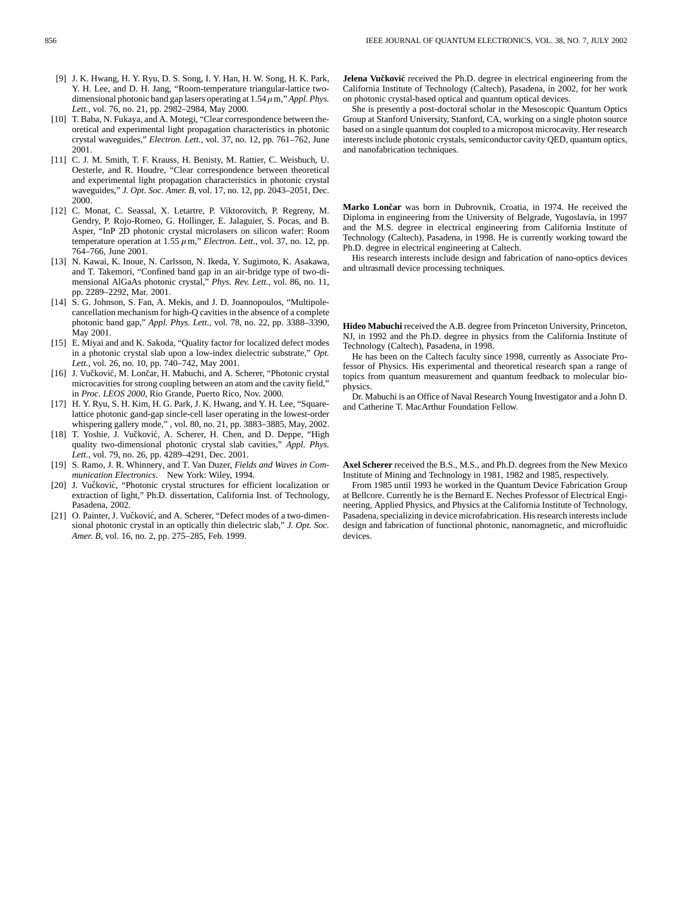[9] J. K. Hwang, H. Y. Ryu, D. S. Song, I. Y. Han, H. W. Song, H. K. Park, Y. H. Lee, and D. H. Jang, "Room-temperature triangular-lattice two-dimensional photonic band gap lasers operating at 1.54 $\mu$m," *Appl. Phys. Lett.*, vol. 76, no. 21, pp. 2982–2984, May 2000.

[10] T. Baba, N. Fukaya, and A. Motegi, "Clear correspondence between theoretical and experimental light propagation characteristics in photonic crystal waveguides," *Electron. Lett.*, vol. 37, no. 12, pp. 761–762, June 2001.

[11] C. J. M. Smith, T. F. Krauss, H. Benisty, M. Rattier, C. Weisbuch, U. Oesterle, and R. Houdre, "Clear correspondence between theoretical and experimental light propagation characteristics in photonic crystal waveguides," *J. Opt. Soc. Amer. B*, vol. 17, no. 12, pp. 2043–2051, Dec. 2000.

[12] C. Monat, C. Seassal, X. Letartre, P. Viktorovitch, P. Regreny, M. Gendry, P. Rojo-Romeo, G. Hollinger, E. Jalaguier, S. Pocas, and B. Asper, "InP 2D photonic crystal microlasers on silicon wafer: Room temperature operation at 1.55 $\mu$m," *Electron. Lett.*, vol. 37, no. 12, pp. 764–766, June 2001.

[13] N. Kawai, K. Inoue, N. Carlsson, N. Ikeda, Y. Sugimoto, K. Asakawa, and T. Takemori, "Confined band gap in an air-bridge type of two-dimensional AlGaAs photonic crystal," *Phys. Rev. Lett.*, vol. 86, no. 11, pp. 2289–2292, Mar. 2001.

[14] S. G. Johnson, S. Fan, A. Mekis, and J. D. Joannopoulos, "Multipole-cancellation mechanism for high-Q cavities in the absence of a complete photonic band gap," *Appl. Phys. Lett.*, vol. 78, no. 22, pp. 3388–3390, May 2001.

[15] E. Miyai and and K. Sakoda, "Quality factor for localized defect modes in a photonic crystal slab upon a low-index dielectric substrate," *Opt. Lett.*, vol. 26, no. 10, pp. 740–742, May 2001.

[16] J. Vučković, M. Lončar, H. Mabuchi, and A. Scherer, "Photonic crystal microcavities for strong coupling between an atom and the cavity field," in *Proc. LEOS 2000*, Rio Grande, Puerto Rico, Nov. 2000.

[17] H. Y. Ryu, S. H. Kim, H. G. Park, J. K. Hwang, and Y. H. Lee, "Square-lattice photonic gand-gap sincle-cell laser operating in the lowest-order whispering gallery mode," , vol. 80, no. 21, pp. 3883–3885, May, 2002.

[18] T. Yoshie, J. Vučković, A. Scherer, H. Chen, and D. Deppe, "High quality two-dimensional photonic crystal slab cavities," *Appl. Phys. Lett.*, vol. 79, no. 26, pp. 4289–4291, Dec. 2001.

[19] S. Ramo, J. R. Whinnery, and T. Van Duzer, *Fields and Waves in Communication Electronics*. New York: Wiley, 1994.

[20] J. Vučković, "Photonic crystal structures for efficient localization or extraction of light," Ph.D. dissertation, California Inst. of Technology, Pasadena, 2002.

[21] O. Painter, J. Vučković, and A. Scherer, "Defect modes of a two-dimensional photonic crystal in an optically thin dielectric slab," *J. Opt. Soc. Amer. B*, vol. 16, no. 2, pp. 275–285, Feb. 1999.

**Jelena Vučković** received the Ph.D. degree in electrical engineering from the California Institute of Technology (Caltech), Pasadena, in 2002, for her work on photonic crystal-based optical and quantum optical devices.

She is presently a post-doctoral scholar in the Mesoscopic Quantum Optics Group at Stanford University, Stanford, CA, working on a single photon source based on a single quantum dot coupled to a micropost microcavity. Her research interests include photonic crystals, semiconductor cavity QED, quantum optics, and nanofabrication techniques.

**Marko Lončar** was born in Dubrovnik, Croatia, in 1974. He received the Diploma in engineering from the University of Belgrade, Yugoslavia, in 1997 and the M.S. degree in electrical engineering from California Institute of Technology (Caltech), Pasadena, in 1998. He is currently working toward the Ph.D. degree in electrical engineering at Caltech.

His research interests include design and fabrication of nano-optics devices and ultrasmall device processing techniques.

**Hideo Mabuchi** received the A.B. degree from Princeton University, Princeton, NJ, in 1992 and the Ph.D. degree in physics from the California Institute of Technology (Caltech), Pasadena, in 1998.

He has been on the Caltech faculty since 1998, currently as Associate Professor of Physics. His experimental and theoretical research span a range of topics from quantum measurement and quantum feedback to molecular biophysics.

Dr. Mabuchi is an Office of Naval Research Young Investigator and a John D. and Catherine T. MacArthur Foundation Fellow.

**Axel Scherer** received the B.S., M.S., and Ph.D. degrees from the New Mexico Institute of Mining and Technology in 1981, 1982 and 1985, respectively.

From 1985 until 1993 he worked in the Quantum Device Fabrication Group at Bellcore. Currently he is the Bernard E. Neches Professor of Electrical Engineering, Applied Physics, and Physics at the California Institute of Technology, Pasadena, specializing in device microfabrication. His research interests include design and fabrication of functional photonic, nanomagnetic, and microfluidic devices.